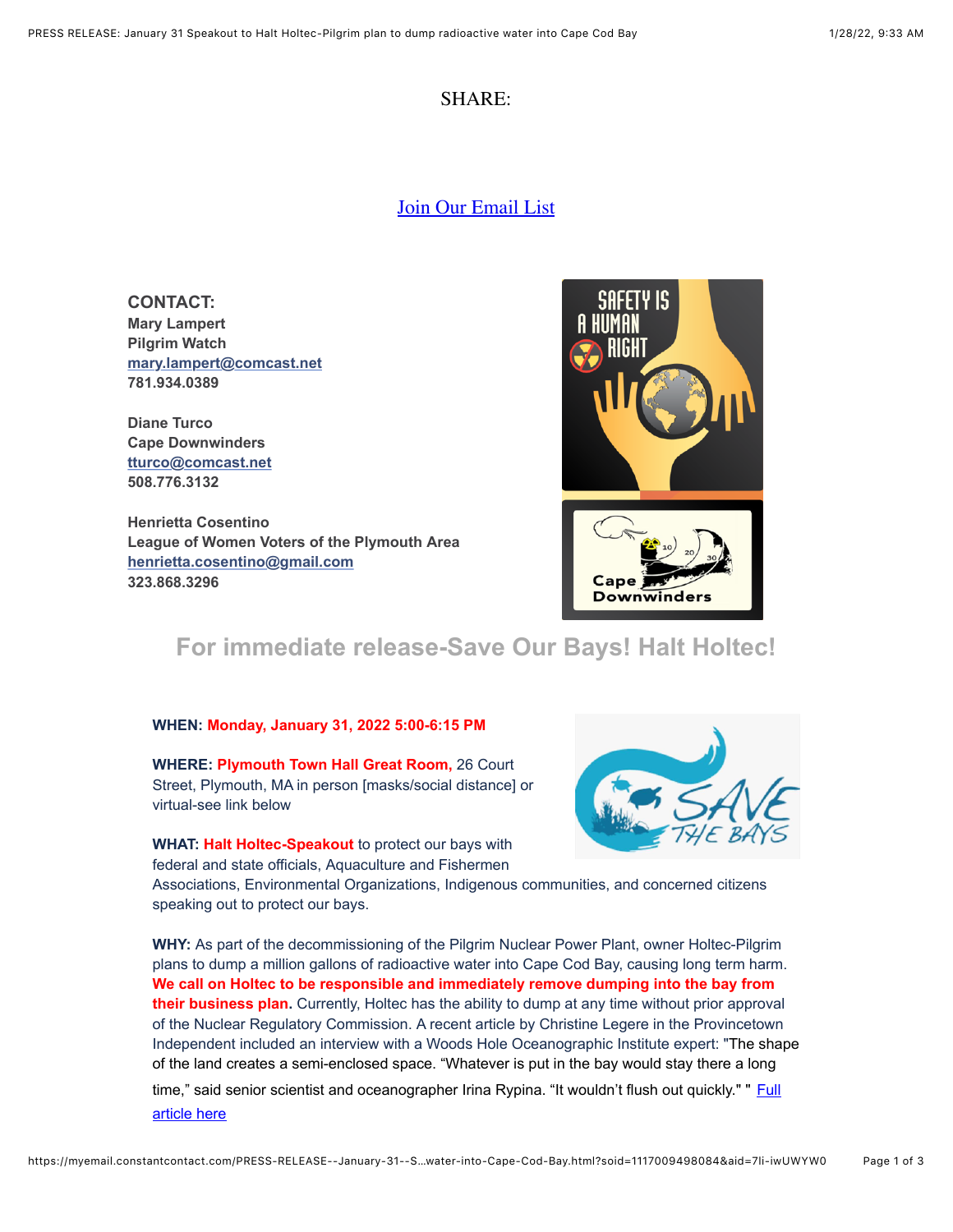SHARE:

[Join Our Email List]

**CONTACT:**
**Mary Lampert**
**Pilgrim Watch**
**mary.lampert@comcast.net**
**781.934.0389**

**Diane Turco**
**Cape Downwinders**
**tturco@comcast.net**
**508.776.3132**

**Henrietta Cosentino**
**League of Women Voters of the Plymouth Area**
**henrietta.cosentino@gmail.com**
**323.868.3296**

## For immediate release-Save Our Bays! Halt Holtec!

**WHEN:** **Monday, January 31, 2022 5:00-6:15 PM**

**WHERE:** **Plymouth Town Hall Great Room,** 26 Court Street, Plymouth, MA in person [masks/social distance] or virtual-see link below

**WHAT:** **Halt Holtec-Speakout** to protect our bays with federal and state officials, Aquaculture and Fishermen Associations, Environmental Organizations, Indigenous communities, and concerned citizens speaking out to protect our bays.

**WHY:** As part of the decommissioning of the Pilgrim Nuclear Power Plant, owner Holtec-Pilgrim plans to dump a million gallons of radioactive water into Cape Cod Bay, causing long term harm. **We call on Holtec to be responsible and immediately remove dumping into the bay from their business plan.** Currently, Holtec has the ability to dump at any time without prior approval of the Nuclear Regulatory Commission. A recent article by Christine Legere in the Provincetown Independent included an interview with a Woods Hole Oceanographic Institute expert: "The shape of the land creates a semi-enclosed space. "Whatever is put in the bay would stay there a long time," said senior scientist and oceanographer Irina Rypina. "It wouldn't flush out quickly." " [Full article here]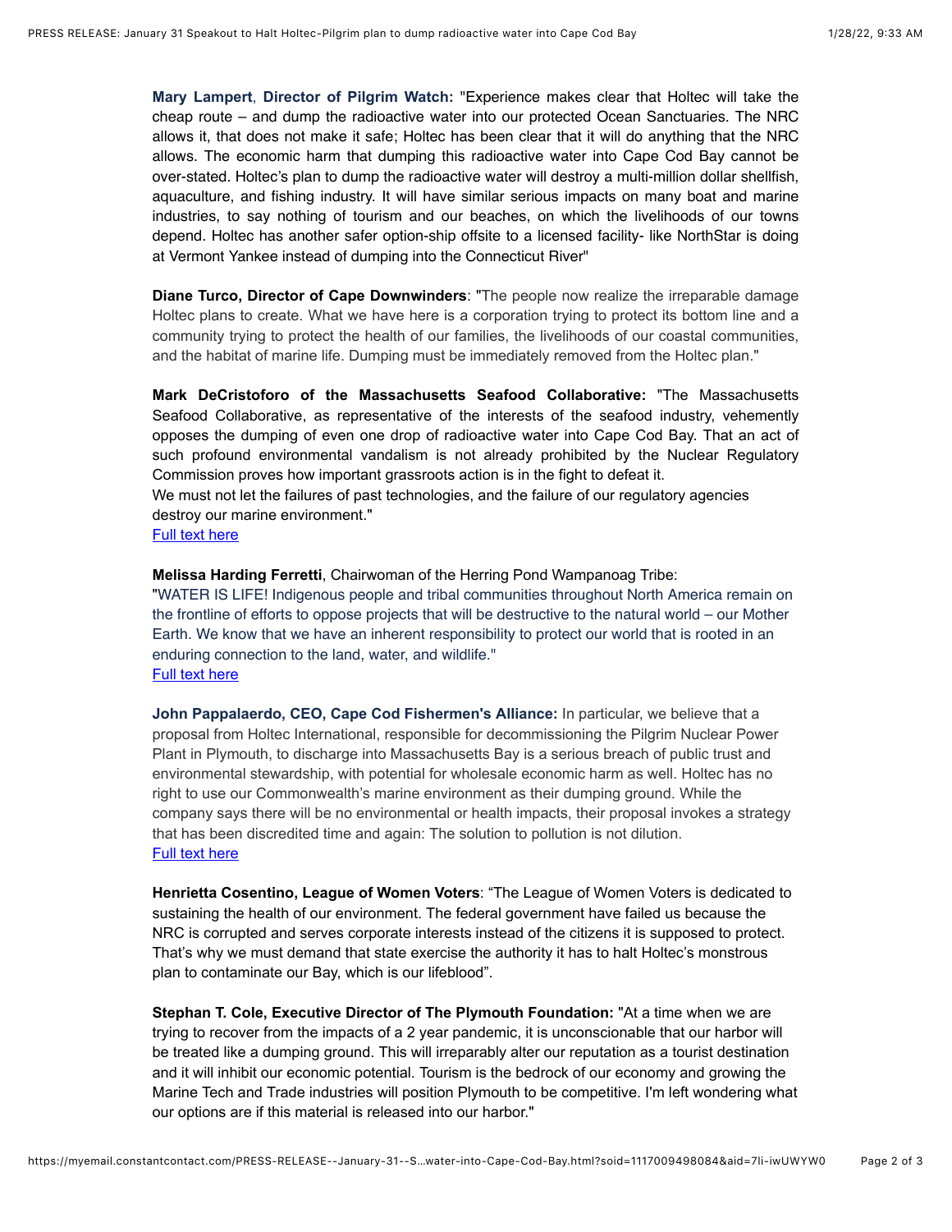**Mary Lampert**, **Director of Pilgrim Watch:** "Experience makes clear that Holtec will take the cheap route – and dump the radioactive water into our protected Ocean Sanctuaries. The NRC allows it, that does not make it safe; Holtec has been clear that it will do anything that the NRC allows. The economic harm that dumping this radioactive water into Cape Cod Bay cannot be over-stated. Holtec's plan to dump the radioactive water will destroy a multi-million dollar shellfish, aquaculture, and fishing industry. It will have similar serious impacts on many boat and marine industries, to say nothing of tourism and our beaches, on which the livelihoods of our towns depend. Holtec has another safer option-ship offsite to a licensed facility- like NorthStar is doing at Vermont Yankee instead of dumping into the Connecticut River"

**Diane Turco, Director of Cape Downwinders**: "The people now realize the irreparable damage Holtec plans to create. What we have here is a corporation trying to protect its bottom line and a community trying to protect the health of our families, the livelihoods of our coastal communities, and the habitat of marine life. Dumping must be immediately removed from the Holtec plan."

**Mark DeCristoforo of the Massachusetts Seafood Collaborative:** "The Massachusetts Seafood Collaborative, as representative of the interests of the seafood industry, vehemently opposes the dumping of even one drop of radioactive water into Cape Cod Bay. That an act of such profound environmental vandalism is not already prohibited by the Nuclear Regulatory Commission proves how important grassroots action is in the fight to defeat it.
We must not let the failures of past technologies, and the failure of our regulatory agencies destroy our marine environment."
Full text here

**Melissa Harding Ferretti**, Chairwoman of the Herring Pond Wampanoag Tribe:
"WATER IS LIFE! Indigenous people and tribal communities throughout North America remain on the frontline of efforts to oppose projects that will be destructive to the natural world – our Mother Earth. We know that we have an inherent responsibility to protect our world that is rooted in an enduring connection to the land, water, and wildlife."
Full text here

**John Pappalaerdo, CEO, Cape Cod Fishermen's Alliance:** In particular, we believe that a proposal from Holtec International, responsible for decommissioning the Pilgrim Nuclear Power Plant in Plymouth, to discharge into Massachusetts Bay is a serious breach of public trust and environmental stewardship, with potential for wholesale economic harm as well. Holtec has no right to use our Commonwealth's marine environment as their dumping ground. While the company says there will be no environmental or health impacts, their proposal invokes a strategy that has been discredited time and again: The solution to pollution is not dilution.
Full text here

**Henrietta Cosentino, League of Women Voters**: "The League of Women Voters is dedicated to sustaining the health of our environment. The federal government have failed us because the NRC is corrupted and serves corporate interests instead of the citizens it is supposed to protect. That's why we must demand that state exercise the authority it has to halt Holtec's monstrous plan to contaminate our Bay, which is our lifeblood".

**Stephan T. Cole, Executive Director of The Plymouth Foundation:** "At a time when we are trying to recover from the impacts of a 2 year pandemic, it is unconscionable that our harbor will be treated like a dumping ground. This will irreparably alter our reputation as a tourist destination and it will inhibit our economic potential. Tourism is the bedrock of our economy and growing the Marine Tech and Trade industries will position Plymouth to be competitive. I'm left wondering what our options are if this material is released into our harbor."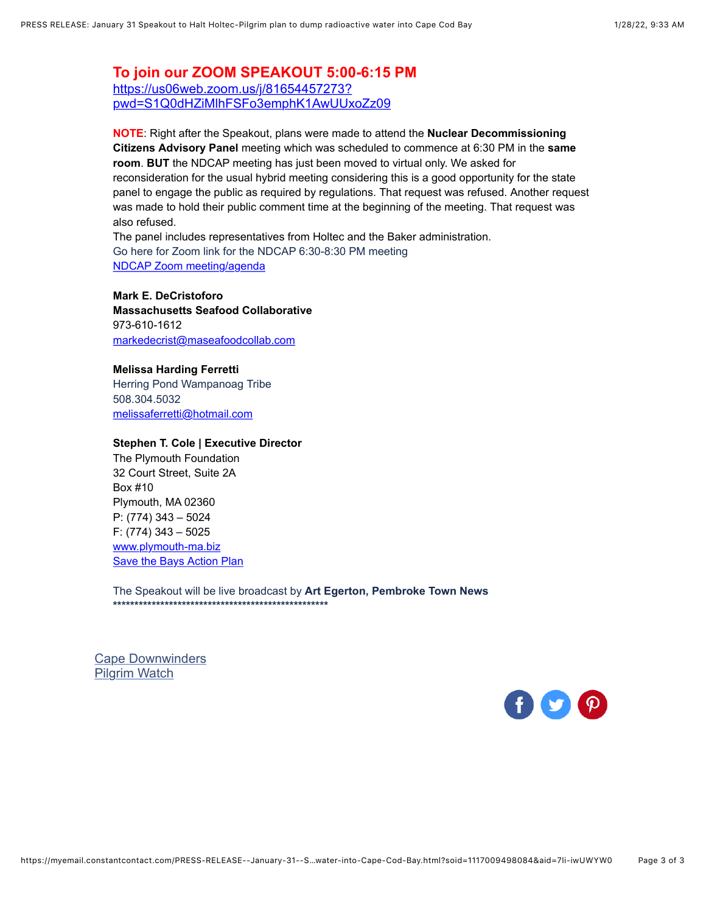## To join our ZOOM SPEAKOUT 5:00-6:15 PM

https://us06web.zoom.us/j/81654457273?pwd=S1Q0dHZiMlhFSFo3emphK1AwUUxoZz09

**NOTE**: Right after the Speakout, plans were made to attend the **Nuclear Decommissioning Citizens Advisory Panel** meeting which was scheduled to commence at 6:30 PM in the **same room**. **BUT** the NDCAP meeting has just been moved to virtual only. We asked for reconsideration for the usual hybrid meeting considering this is a good opportunity for the state panel to engage the public as required by regulations. That request was refused. Another request was made to hold their public comment time at the beginning of the meeting. That request was also refused.

The panel includes representatives from Holtec and the Baker administration.

Go here for Zoom link for the NDCAP 6:30-8:30 PM meeting

NDCAP Zoom meeting/agenda

**Mark E. DeCristoforo**
**Massachusetts Seafood Collaborative**
973-610-1612
markedecrist@maseafoodcollab.com

**Melissa Harding Ferretti**
Herring Pond Wampanoag Tribe
508.304.5032
melissaferretti@hotmail.com

**Stephen T. Cole | Executive Director**
The Plymouth Foundation
32 Court Street, Suite 2A
Box #10
Plymouth, MA 02360
P: (774) 343 – 5024
F: (774) 343 – 5025
www.plymouth-ma.biz
Save the Bays Action Plan

The Speakout will be live broadcast by **Art Egerton, Pembroke Town News**
****************************************************

Cape Downwinders
Pilgrim Watch